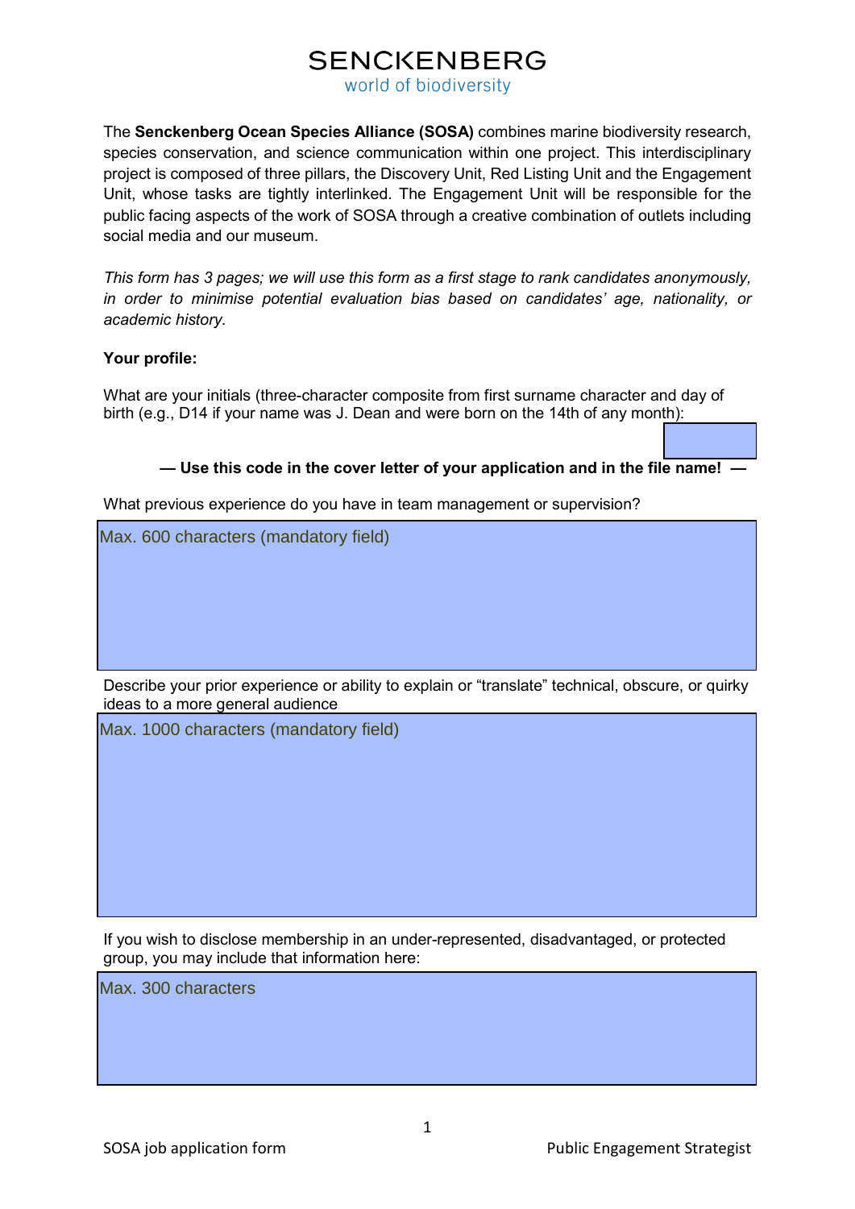# SENCKENBERG

world of biodiversity

The **Senckenberg Ocean Species Alliance (SOSA)** combines marine biodiversity research, species conservation, and science communication within one project. This interdisciplinary project is composed of three pillars, the Discovery Unit, Red Listing Unit and the Engagement Unit, whose tasks are tightly interlinked. The Engagement Unit will be responsible for the public facing aspects of the work of SOSA through a creative combination of outlets including social media and our museum.

*This form has 3 pages; we will use this form as a first stage to rank candidates anonymously, in order to minimise potential evaluation bias based on candidates' age, nationality, or academic history.*

**Your profile:**

What are your initials (three-character composite from first surname character and day of birth (e.g., D14 if your name was J. Dean and were born on the 14th of any month):

**— Use this code in the cover letter of your application and in the file name! —**

What previous experience do you have in team management or supervision?

Max. 600 characters (mandatory field)

Describe your prior experience or ability to explain or "translate" technical, obscure, or quirky ideas to a more general audience

Max. 1000 characters (mandatory field)

If you wish to disclose membership in an under-represented, disadvantaged, or protected group, you may include that information here:

Max. 300 characters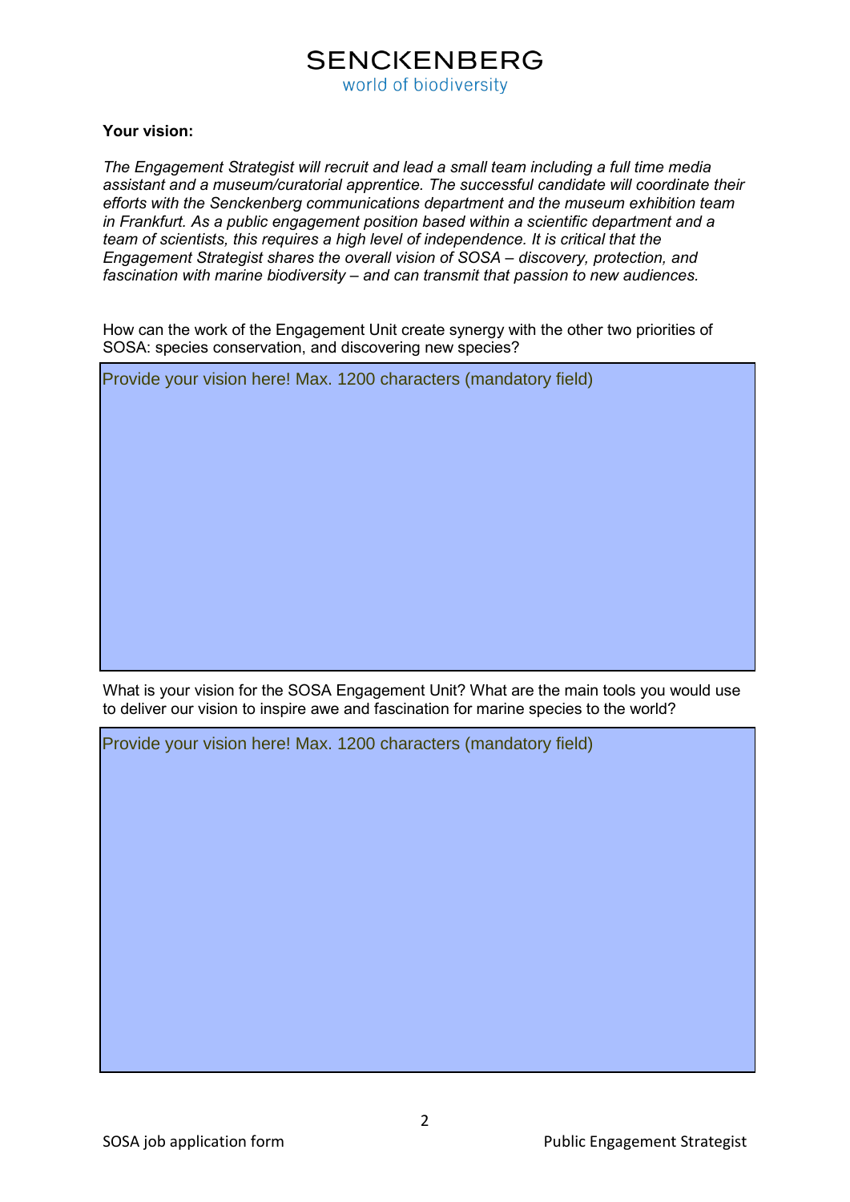**Your vision:**

*The Engagement Strategist will recruit and lead a small team including a full time media assistant and a museum/curatorial apprentice. The successful candidate will coordinate their efforts with the Senckenberg communications department and the museum exhibition team in Frankfurt. As a public engagement position based within a scientific department and a team of scientists, this requires a high level of independence. It is critical that the Engagement Strategist shares the overall vision of SOSA – discovery, protection, and fascination with marine biodiversity – and can transmit that passion to new audiences.*

How can the work of the Engagement Unit create synergy with the other two priorities of SOSA: species conservation, and discovering new species?

| Provide your vision here! Max. 1200 characters (mandatory field) |
| --- |
| |

What is your vision for the SOSA Engagement Unit? What are the main tools you would use to deliver our vision to inspire awe and fascination for marine species to the world?

| Provide your vision here! Max. 1200 characters (mandatory field) |
| --- |
| |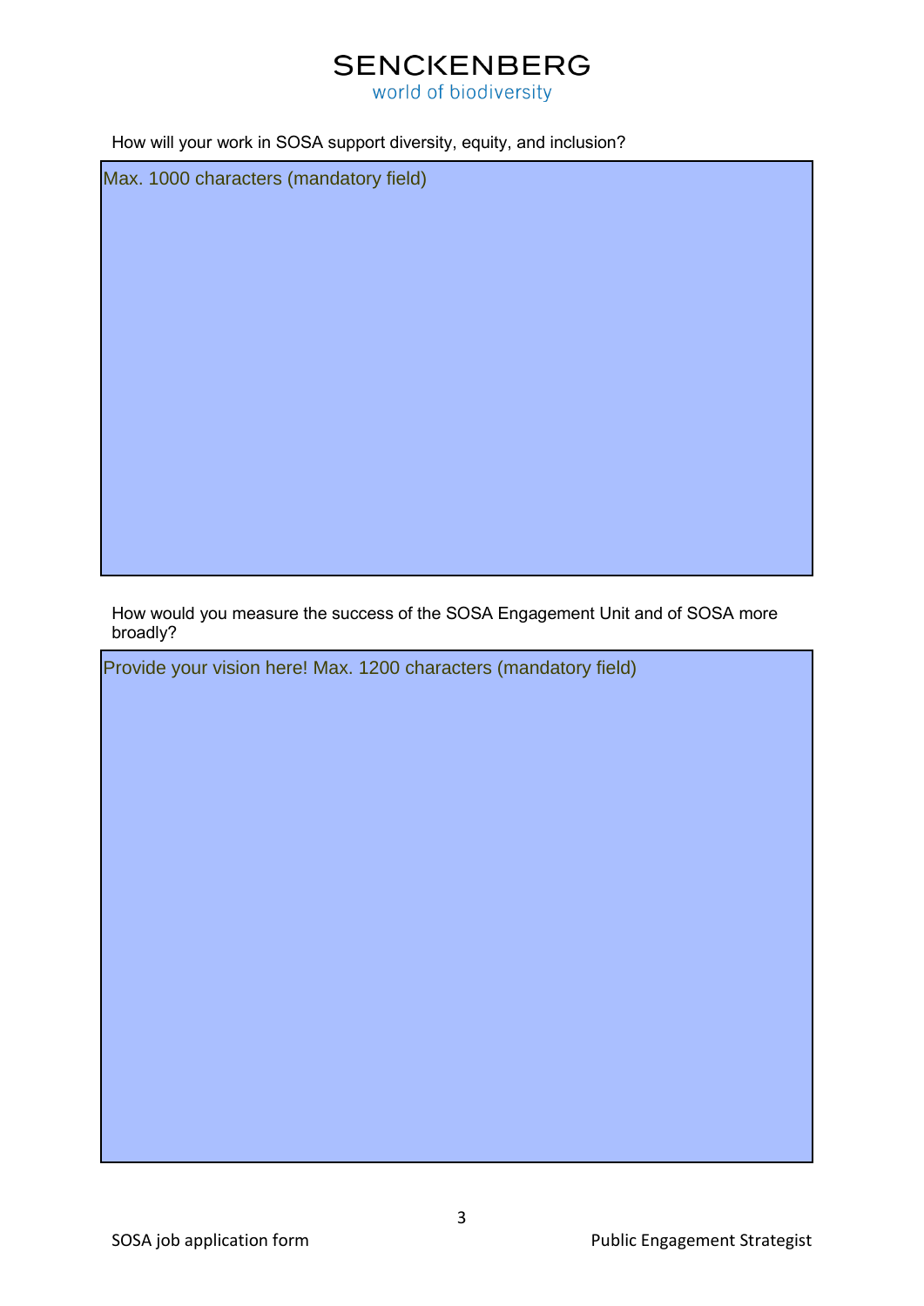How will your work in SOSA support diversity, equity, and inclusion?

Max. 1000 characters (mandatory field)

How would you measure the success of the SOSA Engagement Unit and of SOSA more broadly?

Provide your vision here! Max. 1200 characters (mandatory field)